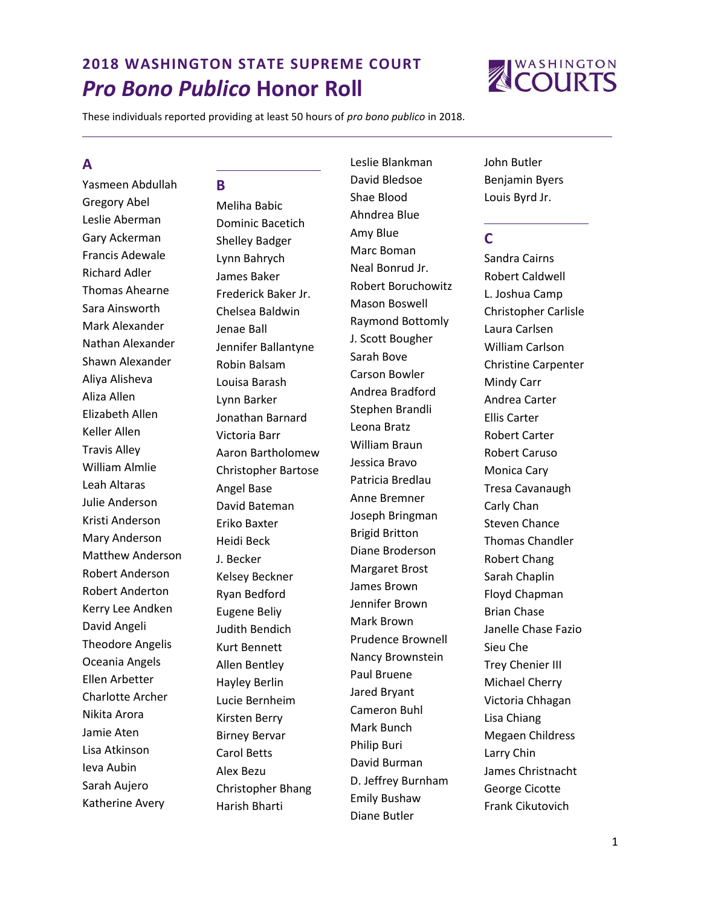# 2018 WASHINGTON STATE SUPREME COURT
## *Pro Bono Publico* Honor Roll

These individuals reported providing at least 50 hours of *pro bono publico* in 2018.

---

### A

Yasmeen Abdullah
Gregory Abel
Leslie Aberman
Gary Ackerman
Francis Adewale
Richard Adler
Thomas Ahearne
Sara Ainsworth
Mark Alexander
Nathan Alexander
Shawn Alexander
Aliya Alisheva
Aliza Allen
Elizabeth Allen
Keller Allen
Travis Alley
William Almlie
Leah Altaras
Julie Anderson
Kristi Anderson
Mary Anderson
Matthew Anderson
Robert Anderson
Robert Anderton
Kerry Lee Andken
David Angeli
Theodore Angelis
Oceania Angels
Ellen Arbetter
Charlotte Archer
Nikita Arora
Jamie Aten
Lisa Atkinson
Ieva Aubin
Sarah Aujero
Katherine Avery

### B

Meliha Babic
Dominic Bacetich
Shelley Badger
Lynn Bahrych
James Baker
Frederick Baker Jr.
Chelsea Baldwin
Jenae Ball
Jennifer Ballantyne
Robin Balsam
Louisa Barash
Lynn Barker
Jonathan Barnard
Victoria Barr
Aaron Bartholomew
Christopher Bartose
Angel Base
David Bateman
Eriko Baxter
Heidi Beck
J. Becker
Kelsey Beckner
Ryan Bedford
Eugene Beliy
Judith Bendich
Kurt Bennett
Allen Bentley
Hayley Berlin
Lucie Bernheim
Kirsten Berry
Birney Bervar
Carol Betts
Alex Bezu
Christopher Bhang
Harish Bharti
Leslie Blankman
David Bledsoe
Shae Blood
Ahndrea Blue
Amy Blue
Marc Boman
Neal Bonrud Jr.
Robert Boruchowitz
Mason Boswell
Raymond Bottomly
J. Scott Bougher
Sarah Bove
Carson Bowler
Andrea Bradford
Stephen Brandli
Leona Bratz
William Braun
Jessica Bravo
Patricia Bredlau
Anne Bremner
Joseph Bringman
Brigid Britton
Diane Broderson
Margaret Brost
James Brown
Jennifer Brown
Mark Brown
Prudence Brownell
Nancy Brownstein
Paul Bruene
Jared Bryant
Cameron Buhl
Mark Bunch
Philip Buri
David Burman
D. Jeffrey Burnham
Emily Bushaw
Diane Butler
John Butler
Benjamin Byers
Louis Byrd Jr.

### C

Sandra Cairns
Robert Caldwell
L. Joshua Camp
Christopher Carlisle
Laura Carlsen
William Carlson
Christine Carpenter
Mindy Carr
Andrea Carter
Ellis Carter
Robert Carter
Robert Caruso
Monica Cary
Tresa Cavanaugh
Carly Chan
Steven Chance
Thomas Chandler
Robert Chang
Sarah Chaplin
Floyd Chapman
Brian Chase
Janelle Chase Fazio
Sieu Che
Trey Chenier III
Michael Cherry
Victoria Chhagan
Lisa Chiang
Megaen Childress
Larry Chin
James Christnacht
George Cicotte
Frank Cikutovich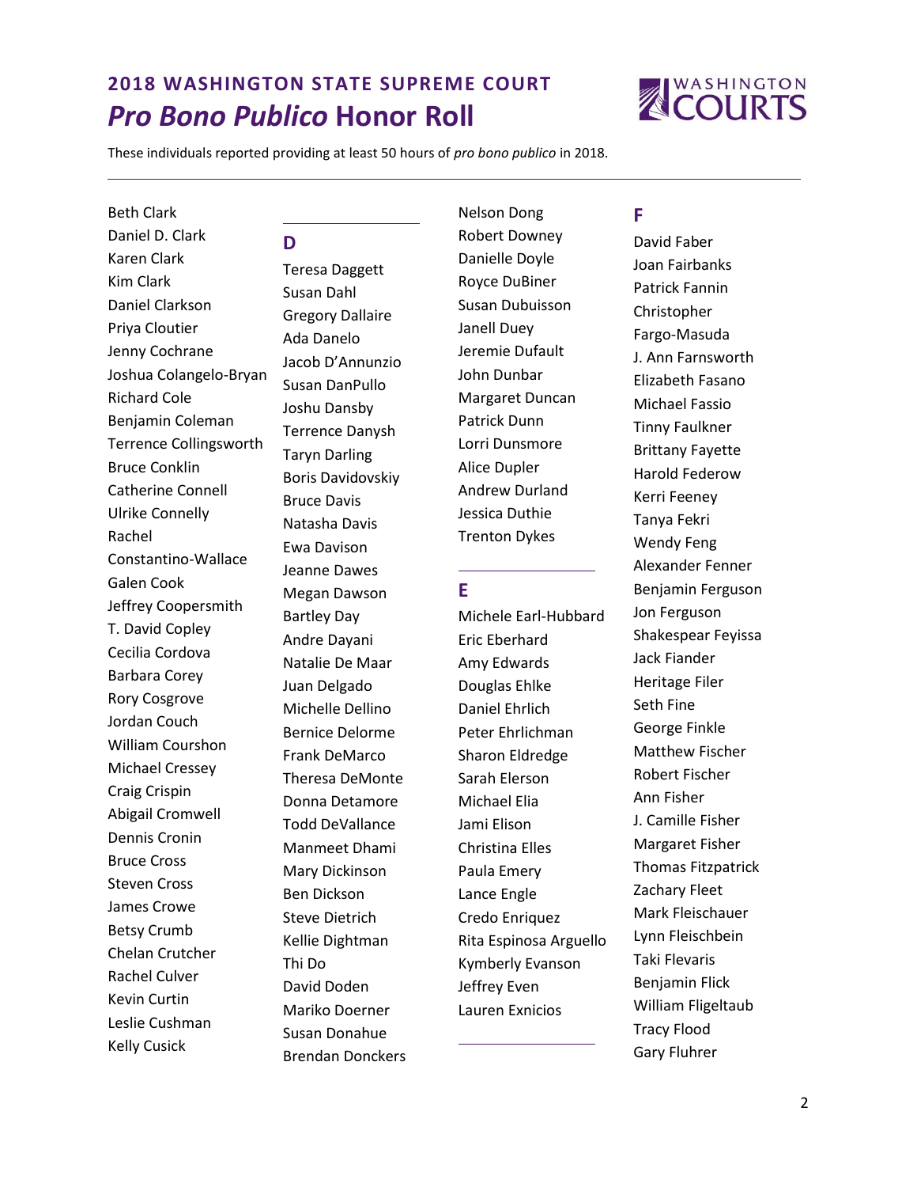## 2018 WASHINGTON STATE SUPREME COURT

# *Pro Bono Publico* Honor Roll

These individuals reported providing at least 50 hours of *pro bono publico* in 2018.

---

Beth Clark
Daniel D. Clark
Karen Clark
Kim Clark
Daniel Clarkson
Priya Cloutier
Jenny Cochrane
Joshua Colangelo-Bryan
Richard Cole
Benjamin Coleman
Terrence Collingsworth
Bruce Conklin
Catherine Connell
Ulrike Connelly
Rachel Constantino-Wallace
Galen Cook
Jeffrey Coopersmith
T. David Copley
Cecilia Cordova
Barbara Corey
Rory Cosgrove
Jordan Couch
William Courshon
Michael Cressey
Craig Crispin
Abigail Cromwell
Dennis Cronin
Bruce Cross
Steven Cross
James Crowe
Betsy Crumb
Chelan Crutcher
Rachel Culver
Kevin Curtin
Leslie Cushman
Kelly Cusick

## D

Teresa Daggett
Susan Dahl
Gregory Dallaire
Ada Danelo
Jacob D'Annunzio
Susan DanPullo
Joshu Dansby
Terrence Danysh
Taryn Darling
Boris Davidovskiy
Bruce Davis
Natasha Davis
Ewa Davison
Jeanne Dawes
Megan Dawson
Bartley Day
Andre Dayani
Natalie De Maar
Juan Delgado
Michelle Dellino
Bernice Delorme
Frank DeMarco
Theresa DeMonte
Donna Detamore
Todd DeVallance
Manmeet Dhami
Mary Dickinson
Ben Dickson
Steve Dietrich
Kellie Dightman
Thi Do
David Doden
Mariko Doerner
Susan Donahue
Brendan Donckers
Nelson Dong
Robert Downey
Danielle Doyle
Royce DuBiner
Susan Dubuisson
Janell Duey
Jeremie Dufault
John Dunbar
Margaret Duncan
Patrick Dunn
Lorri Dunsmore
Alice Dupler
Andrew Durland
Jessica Duthie
Trenton Dykes

## E

Michele Earl-Hubbard
Eric Eberhard
Amy Edwards
Douglas Ehlke
Daniel Ehrlich
Peter Ehrlichman
Sharon Eldredge
Sarah Elerson
Michael Elia
Jami Elison
Christina Elles
Paula Emery
Lance Engle
Credo Enriquez
Rita Espinosa Arguello
Kymberly Evanson
Jeffrey Even
Lauren Exnicios

## F

David Faber
Joan Fairbanks
Patrick Fannin
Christopher Fargo-Masuda
J. Ann Farnsworth
Elizabeth Fasano
Michael Fassio
Tinny Faulkner
Brittany Fayette
Harold Federow
Kerri Feeney
Tanya Fekri
Wendy Feng
Alexander Fenner
Benjamin Ferguson
Jon Ferguson
Shakespear Feyissa
Jack Fiander
Heritage Filer
Seth Fine
George Finkle
Matthew Fischer
Robert Fischer
Ann Fisher
J. Camille Fisher
Margaret Fisher
Thomas Fitzpatrick
Zachary Fleet
Mark Fleischauer
Lynn Fleischbein
Taki Flevaris
Benjamin Flick
William Fligeltaub
Tracy Flood
Gary Fluhrer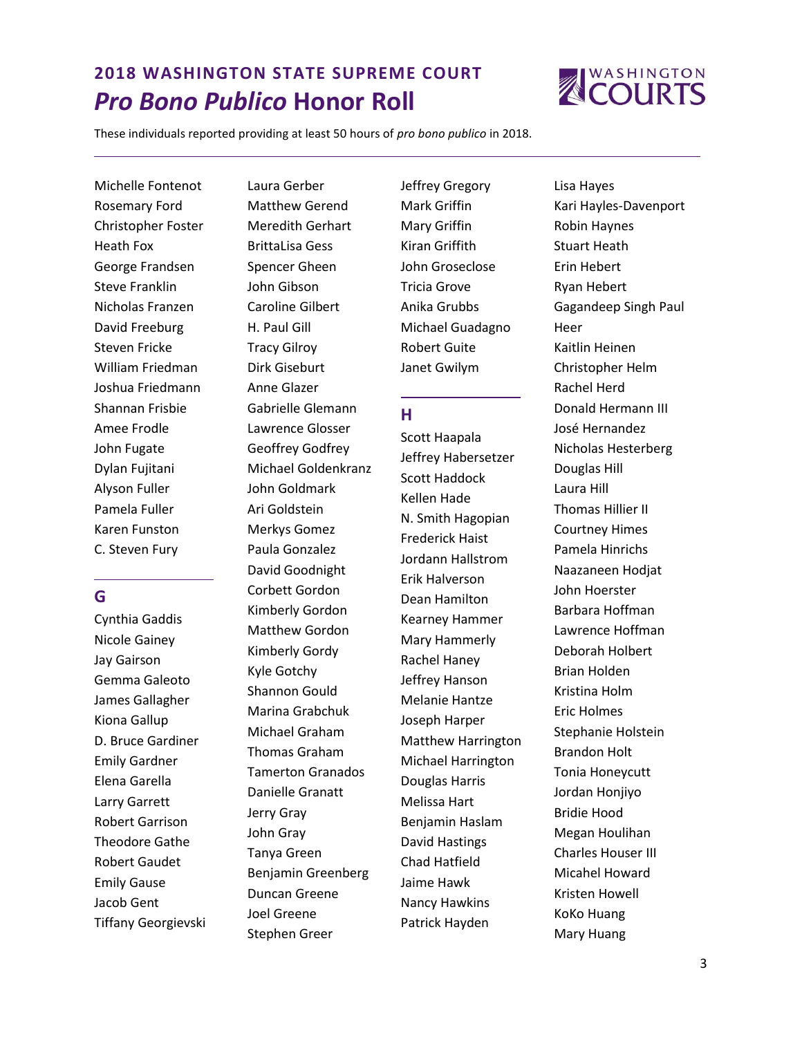## 2018 WASHINGTON STATE SUPREME COURT

# *Pro Bono Publico* Honor Roll

These individuals reported providing at least 50 hours of *pro bono publico* in 2018.

---

Michelle Fontenot
Rosemary Ford
Christopher Foster
Heath Fox
George Frandsen
Steve Franklin
Nicholas Franzen
David Freeburg
Steven Fricke
William Friedman
Joshua Friedmann
Shannan Frisbie
Amee Frodle
John Fugate
Dylan Fujitani
Alyson Fuller
Pamela Fuller
Karen Funston
C. Steven Fury

## G

Cynthia Gaddis
Nicole Gainey
Jay Gairson
Gemma Galeoto
James Gallagher
Kiona Gallup
D. Bruce Gardiner
Emily Gardner
Elena Garella
Larry Garrett
Robert Garrison
Theodore Gathe
Robert Gaudet
Emily Gause
Jacob Gent
Tiffany Georgievski
Laura Gerber
Matthew Gerend
Meredith Gerhart
BrittaLisa Gess
Spencer Gheen
John Gibson
Caroline Gilbert
H. Paul Gill
Tracy Gilroy
Dirk Giseburt
Anne Glazer
Gabrielle Glemann
Lawrence Glosser
Geoffrey Godfrey
Michael Goldenkranz
John Goldmark
Ari Goldstein
Merkys Gomez
Paula Gonzalez
David Goodnight
Corbett Gordon
Kimberly Gordon
Matthew Gordon
Kimberly Gordy
Kyle Gotchy
Shannon Gould
Marina Grabchuk
Michael Graham
Thomas Graham
Tamerton Granados
Danielle Granatt
Jerry Gray
John Gray
Tanya Green
Benjamin Greenberg
Duncan Greene
Joel Greene
Stephen Greer
Jeffrey Gregory
Mark Griffin
Mary Griffin
Kiran Griffith
John Groseclose
Tricia Grove
Anika Grubbs
Michael Guadagno
Robert Guite
Janet Gwilym

## H

Scott Haapala
Jeffrey Habersetzer
Scott Haddock
Kellen Hade
N. Smith Hagopian
Frederick Haist
Jordann Hallstrom
Erik Halverson
Dean Hamilton
Kearney Hammer
Mary Hammerly
Rachel Haney
Jeffrey Hanson
Melanie Hantze
Joseph Harper
Matthew Harrington
Michael Harrington
Douglas Harris
Melissa Hart
Benjamin Haslam
David Hastings
Chad Hatfield
Jaime Hawk
Nancy Hawkins
Patrick Hayden
Lisa Hayes
Kari Hayles-Davenport
Robin Haynes
Stuart Heath
Erin Hebert
Ryan Hebert
Gagandeep Singh Paul Heer
Kaitlin Heinen
Christopher Helm
Rachel Herd
Donald Hermann III
José Hernandez
Nicholas Hesterberg
Douglas Hill
Laura Hill
Thomas Hillier II
Courtney Himes
Pamela Hinrichs
Naazaneen Hodjat
John Hoerster
Barbara Hoffman
Lawrence Hoffman
Deborah Holbert
Brian Holden
Kristina Holm
Eric Holmes
Stephanie Holstein
Brandon Holt
Tonia Honeycutt
Jordan Honjiyo
Bridie Hood
Megan Houlihan
Charles Houser III
Micahel Howard
Kristen Howell
KoKo Huang
Mary Huang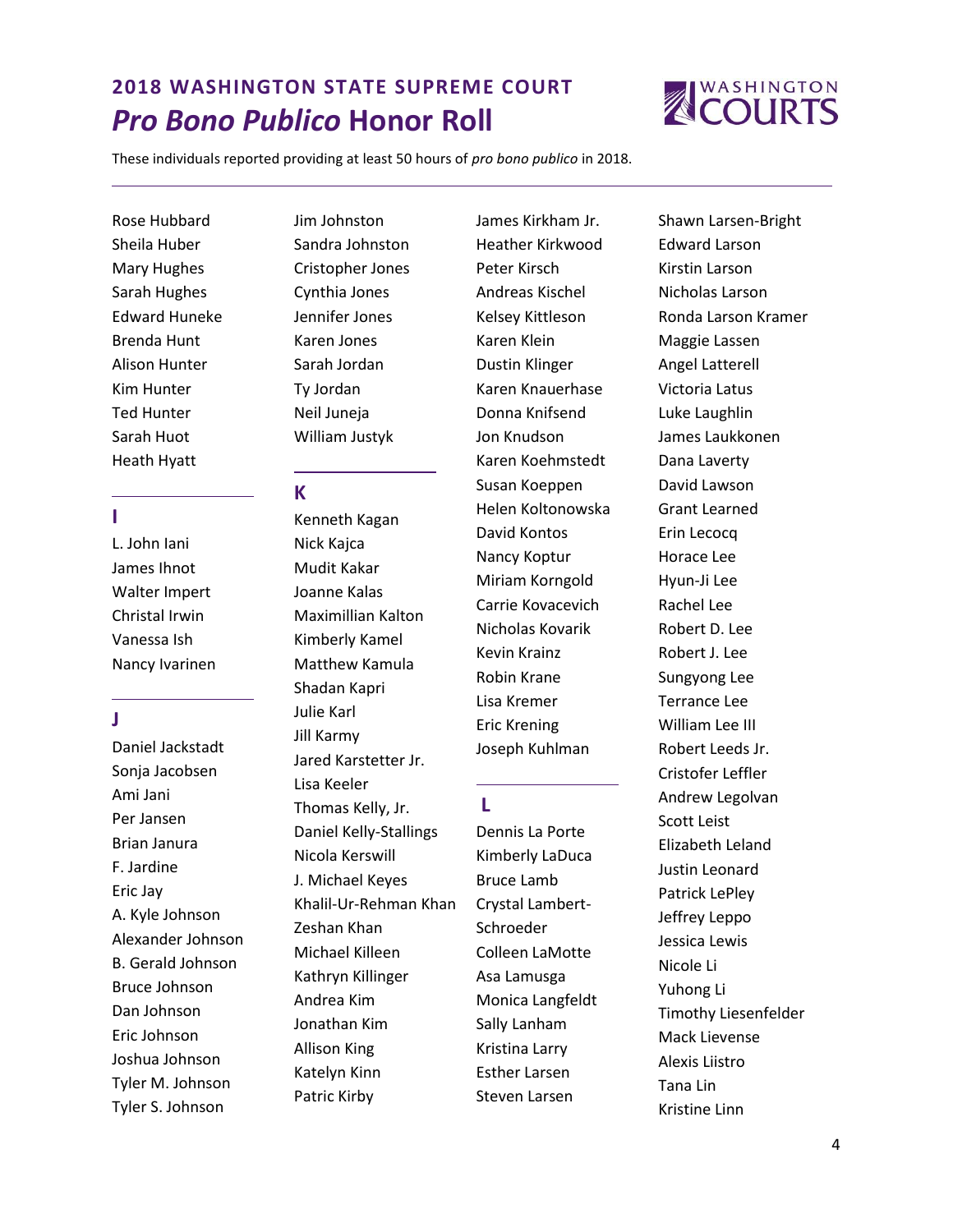## 2018 WASHINGTON STATE SUPREME COURT

# *Pro Bono Publico* Honor Roll

These individuals reported providing at least 50 hours of *pro bono publico* in 2018.

Rose Hubbard
Sheila Huber
Mary Hughes
Sarah Hughes
Edward Huneke
Brenda Hunt
Alison Hunter
Kim Hunter
Ted Hunter
Sarah Huot
Heath Hyatt

### I

L. John Iani
James Ihnot
Walter Impert
Christal Irwin
Vanessa Ish
Nancy Ivarinen

### J

Daniel Jackstadt
Sonja Jacobsen
Ami Jani
Per Jansen
Brian Janura
F. Jardine
Eric Jay
A. Kyle Johnson
Alexander Johnson
B. Gerald Johnson
Bruce Johnson
Dan Johnson
Eric Johnson
Joshua Johnson
Tyler M. Johnson
Tyler S. Johnson
Jim Johnston
Sandra Johnston
Cristopher Jones
Cynthia Jones
Jennifer Jones
Karen Jones
Sarah Jordan
Ty Jordan
Neil Juneja
William Justyk

### K

Kenneth Kagan
Nick Kajca
Mudit Kakar
Joanne Kalas
Maximillian Kalton
Kimberly Kamel
Matthew Kamula
Shadan Kapri
Julie Karl
Jill Karmy
Jared Karstetter Jr.
Lisa Keeler
Thomas Kelly, Jr.
Daniel Kelly-Stallings
Nicola Kerswill
J. Michael Keyes
Khalil-Ur-Rehman Khan
Zeshan Khan
Michael Killeen
Kathryn Killinger
Andrea Kim
Jonathan Kim
Allison King
Katelyn Kinn
Patric Kirby
James Kirkham Jr.
Heather Kirkwood
Peter Kirsch
Andreas Kischel
Kelsey Kittleson
Karen Klein
Dustin Klinger
Karen Knauerhase
Donna Knifsend
Jon Knudson
Karen Koehmstedt
Susan Koeppen
Helen Koltonowska
David Kontos
Nancy Koptur
Miriam Korngold
Carrie Kovacevich
Nicholas Kovarik
Kevin Krainz
Robin Krane
Lisa Kremer
Eric Krening
Joseph Kuhlman

### L

Dennis La Porte
Kimberly LaDuca
Bruce Lamb
Crystal Lambert-Schroeder
Colleen LaMotte
Asa Lamusga
Monica Langfeldt
Sally Lanham
Kristina Larry
Esther Larsen
Steven Larsen
Shawn Larsen-Bright
Edward Larson
Kirstin Larson
Nicholas Larson
Ronda Larson Kramer
Maggie Lassen
Angel Latterell
Victoria Latus
Luke Laughlin
James Laukkonen
Dana Laverty
David Lawson
Grant Learned
Erin Lecocq
Horace Lee
Hyun-Ji Lee
Rachel Lee
Robert D. Lee
Robert J. Lee
Sungyong Lee
Terrance Lee
William Lee III
Robert Leeds Jr.
Cristofer Leffler
Andrew Legolvan
Scott Leist
Elizabeth Leland
Justin Leonard
Patrick LePley
Jeffrey Leppo
Jessica Lewis
Nicole Li
Yuhong Li
Timothy Liesenfelder
Mack Lievense
Alexis Liistro
Tana Lin
Kristine Linn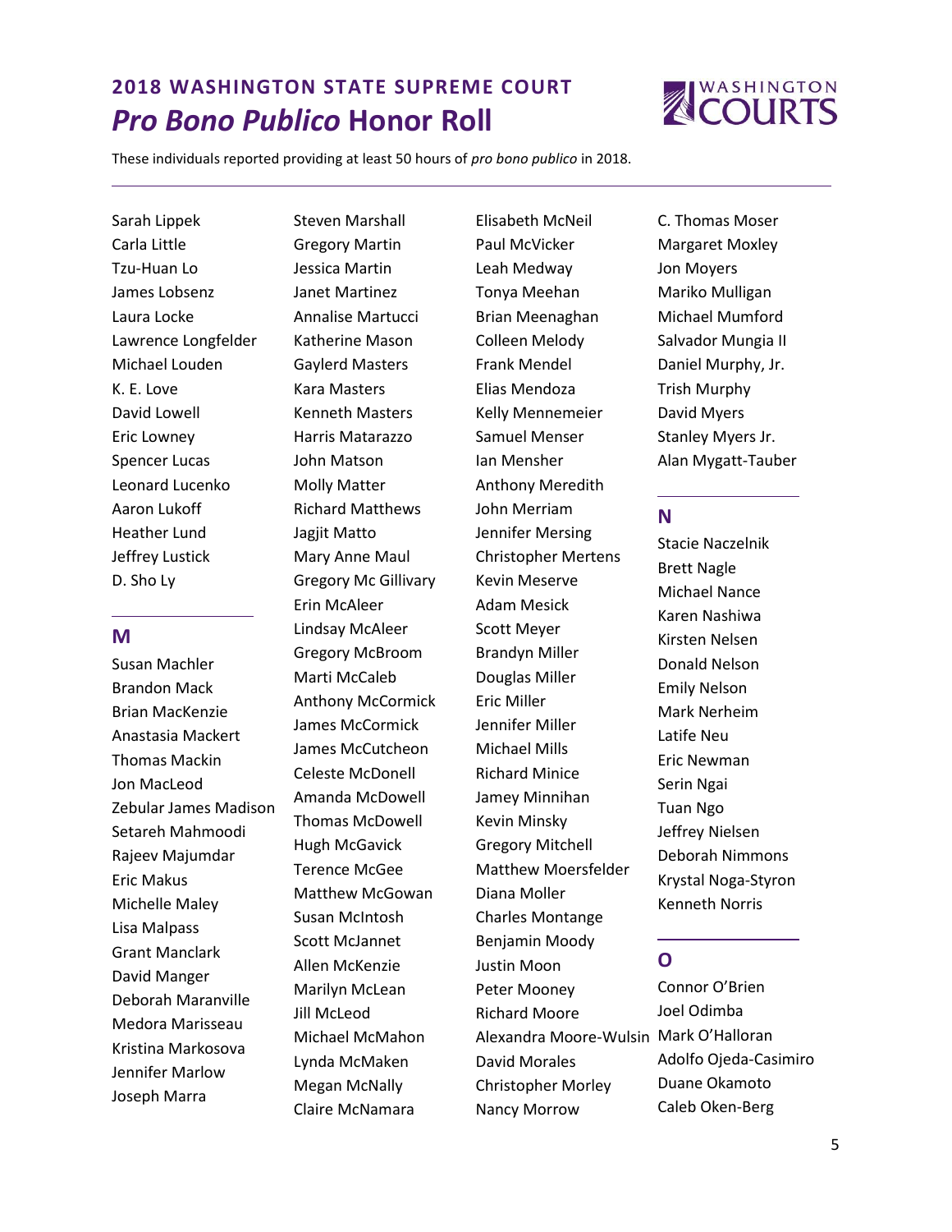## 2018 WASHINGTON STATE SUPREME COURT

# *Pro Bono Publico* Honor Roll

These individuals reported providing at least 50 hours of *pro bono publico* in 2018.

Sarah Lippek
Carla Little
Tzu-Huan Lo
James Lobsenz
Laura Locke
Lawrence Longfelder
Michael Louden
K. E. Love
David Lowell
Eric Lowney
Spencer Lucas
Leonard Lucenko
Aaron Lukoff
Heather Lund
Jeffrey Lustick
D. Sho Ly

## M

Susan Machler
Brandon Mack
Brian MacKenzie
Anastasia Mackert
Thomas Mackin
Jon MacLeod
Zebular James Madison
Setareh Mahmoodi
Rajeev Majumdar
Eric Makus
Michelle Maley
Lisa Malpass
Grant Manclark
David Manger
Deborah Maranville
Medora Marisseau
Kristina Markosova
Jennifer Marlow
Joseph Marra
Steven Marshall
Gregory Martin
Jessica Martin
Janet Martinez
Annalise Martucci
Katherine Mason
Gaylerd Masters
Kara Masters
Kenneth Masters
Harris Matarazzo
John Matson
Molly Matter
Richard Matthews
Jagjit Matto
Mary Anne Maul
Gregory Mc Gillivary
Erin McAleer
Lindsay McAleer
Gregory McBroom
Marti McCaleb
Anthony McCormick
James McCormick
James McCutcheon
Celeste McDonell
Amanda McDowell
Thomas McDowell
Hugh McGavick
Terence McGee
Matthew McGowan
Susan McIntosh
Scott McJannet
Allen McKenzie
Marilyn McLean
Jill McLeod
Michael McMahon
Lynda McMaken
Megan McNally
Claire McNamara
Elisabeth McNeil
Paul McVicker
Leah Medway
Tonya Meehan
Brian Meenaghan
Colleen Melody
Frank Mendel
Elias Mendoza
Kelly Mennemeier
Samuel Menser
Ian Mensher
Anthony Meredith
John Merriam
Jennifer Mersing
Christopher Mertens
Kevin Meserve
Adam Mesick
Scott Meyer
Brandyn Miller
Douglas Miller
Eric Miller
Jennifer Miller
Michael Mills
Richard Minice
Jamey Minnihan
Kevin Minsky
Gregory Mitchell
Matthew Moersfelder
Diana Moller
Charles Montange
Benjamin Moody
Justin Moon
Peter Mooney
Richard Moore
Alexandra Moore-Wulsin
David Morales
Christopher Morley
Nancy Morrow
C. Thomas Moser
Margaret Moxley
Jon Moyers
Mariko Mulligan
Michael Mumford
Salvador Mungia II
Daniel Murphy, Jr.
Trish Murphy
David Myers
Stanley Myers Jr.
Alan Mygatt-Tauber

## N

Stacie Naczelnik
Brett Nagle
Michael Nance
Karen Nashiwa
Kirsten Nelsen
Donald Nelson
Emily Nelson
Mark Nerheim
Latife Neu
Eric Newman
Serin Ngai
Tuan Ngo
Jeffrey Nielsen
Deborah Nimmons
Krystal Noga-Styron
Kenneth Norris

## O

Connor O'Brien
Joel Odimba
Mark O'Halloran
Adolfo Ojeda-Casimiro
Duane Okamoto
Caleb Oken-Berg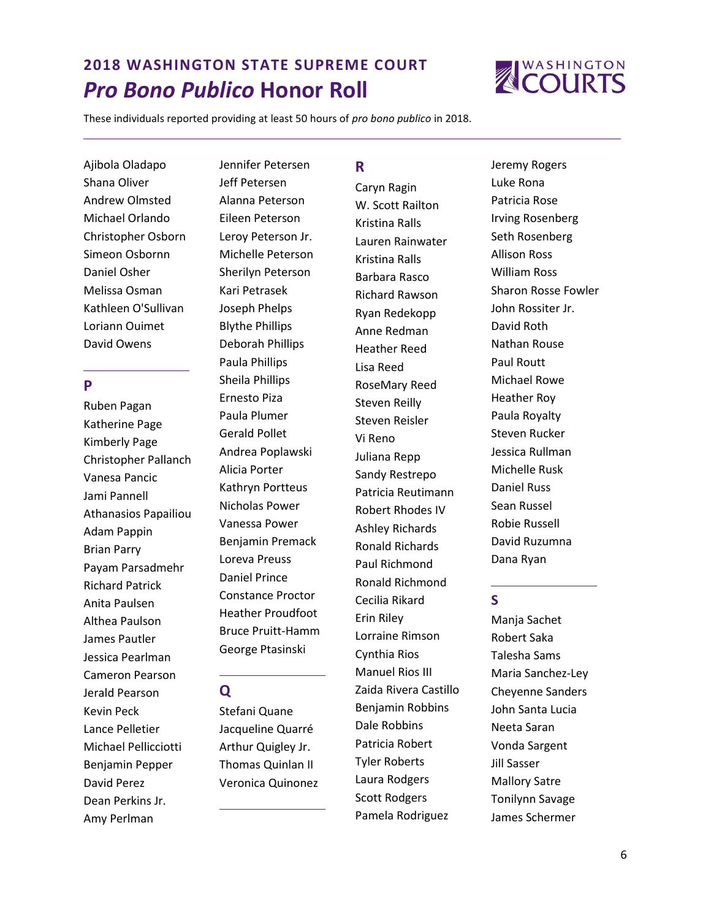## 2018 WASHINGTON STATE SUPREME COURT

# *Pro Bono Publico* Honor Roll

These individuals reported providing at least 50 hours of *pro bono publico* in 2018.

---

Ajibola Oladapo
Shana Oliver
Andrew Olmsted
Michael Orlando
Christopher Osborn
Simeon Osbornn
Daniel Osher
Melissa Osman
Kathleen O'Sullivan
Loriann Ouimet
David Owens

### P

Ruben Pagan
Katherine Page
Kimberly Page
Christopher Pallanch
Vanesa Pancic
Jami Pannell
Athanasios Papailiou
Adam Pappin
Brian Parry
Payam Parsadmehr
Richard Patrick
Anita Paulsen
Althea Paulson
James Pautler
Jessica Pearlman
Cameron Pearson
Jerald Pearson
Kevin Peck
Lance Pelletier
Michael Pellicciotti
Benjamin Pepper
David Perez
Dean Perkins Jr.
Amy Perlman
Jennifer Petersen
Jeff Petersen
Alanna Peterson
Eileen Peterson
Leroy Peterson Jr.
Michelle Peterson
Sherilyn Peterson
Kari Petrasek
Joseph Phelps
Blythe Phillips
Deborah Phillips
Paula Phillips
Sheila Phillips
Ernesto Piza
Paula Plumer
Gerald Pollet
Andrea Poplawski
Alicia Porter
Kathryn Portteus
Nicholas Power
Vanessa Power
Benjamin Premack
Loreva Preuss
Daniel Prince
Constance Proctor
Heather Proudfoot
Bruce Pruitt-Hamm
George Ptasinski

### Q

Stefani Quane
Jacqueline Quarré
Arthur Quigley Jr.
Thomas Quinlan II
Veronica Quinonez

### R

Caryn Ragin
W. Scott Railton
Kristina Ralls
Lauren Rainwater
Kristina Ralls
Barbara Rasco
Richard Rawson
Ryan Redekopp
Anne Redman
Heather Reed
Lisa Reed
RoseMary Reed
Steven Reilly
Steven Reisler
Vi Reno
Juliana Repp
Sandy Restrepo
Patricia Reutimann
Robert Rhodes IV
Ashley Richards
Ronald Richards
Paul Richmond
Ronald Richmond
Cecilia Rikard
Erin Riley
Lorraine Rimson
Cynthia Rios
Manuel Rios III
Zaida Rivera Castillo
Benjamin Robbins
Dale Robbins
Patricia Robert
Tyler Roberts
Laura Rodgers
Scott Rodgers
Pamela Rodriguez
Jeremy Rogers
Luke Rona
Patricia Rose
Irving Rosenberg
Seth Rosenberg
Allison Ross
William Ross
Sharon Rosse Fowler
John Rossiter Jr.
David Roth
Nathan Rouse
Paul Routt
Michael Rowe
Heather Roy
Paula Royalty
Steven Rucker
Jessica Rullman
Michelle Rusk
Daniel Russ
Sean Russel
Robie Russell
David Ruzumna
Dana Ryan

### S

Manja Sachet
Robert Saka
Talesha Sams
Maria Sanchez-Ley
Cheyenne Sanders
John Santa Lucia
Neeta Saran
Vonda Sargent
Jill Sasser
Mallory Satre
Tonilynn Savage
James Schermer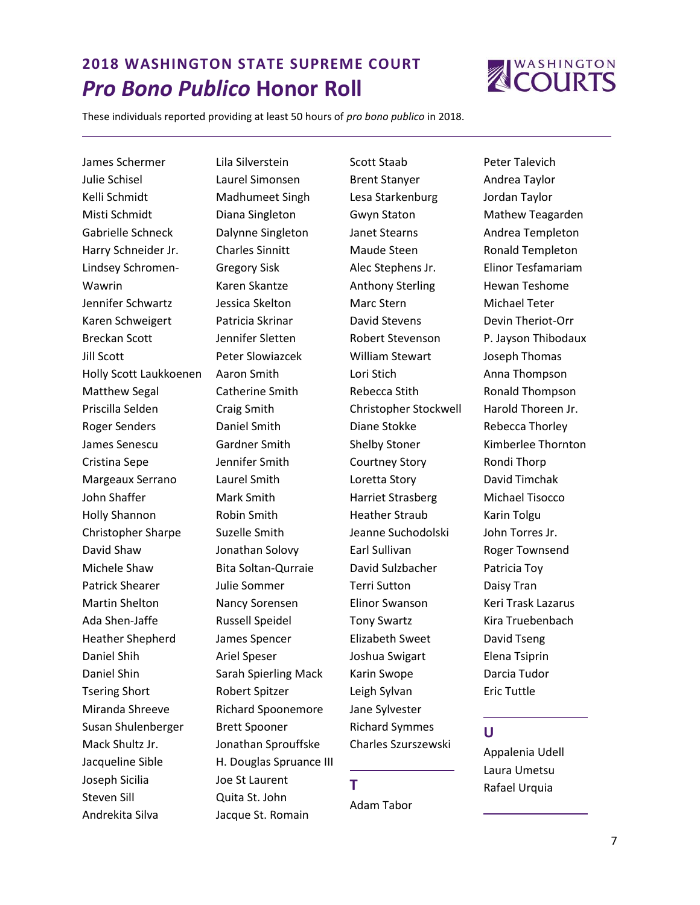## 2018 WASHINGTON STATE SUPREME COURT
# *Pro Bono Publico* Honor Roll

These individuals reported providing at least 50 hours of *pro bono publico* in 2018.

---

James Schermer
Julie Schisel
Kelli Schmidt
Misti Schmidt
Gabrielle Schneck
Harry Schneider Jr.
Lindsey Schromen-Wawrin
Jennifer Schwartz
Karen Schweigert
Breckan Scott
Jill Scott
Holly Scott Laukkoenen
Matthew Segal
Priscilla Selden
Roger Senders
James Senescu
Cristina Sepe
Margeaux Serrano
John Shaffer
Holly Shannon
Christopher Sharpe
David Shaw
Michele Shaw
Patrick Shearer
Martin Shelton
Ada Shen-Jaffe
Heather Shepherd
Daniel Shih
Daniel Shin
Tsering Short
Miranda Shreeve
Susan Shulenberger
Mack Shultz Jr.
Jacqueline Sible
Joseph Sicilia
Steven Sill
Andrekita Silva
Lila Silverstein
Laurel Simonsen
Madhumeet Singh
Diana Singleton
Dalynne Singleton
Charles Sinnitt
Gregory Sisk
Karen Skantze
Jessica Skelton
Patricia Skrinar
Jennifer Sletten
Peter Slowiazcek
Aaron Smith
Catherine Smith
Craig Smith
Daniel Smith
Gardner Smith
Jennifer Smith
Laurel Smith
Mark Smith
Robin Smith
Suzelle Smith
Jonathan Solovy
Bita Soltan-Qurraie
Julie Sommer
Nancy Sorensen
Russell Speidel
James Spencer
Ariel Speser
Sarah Spierling Mack
Robert Spitzer
Richard Spoonemore
Brett Spooner
Jonathan Sprouffske
H. Douglas Spruance III
Joe St Laurent
Quita St. John
Jacque St. Romain
Scott Staab
Brent Stanyer
Lesa Starkenburg
Gwyn Staton
Janet Stearns
Maude Steen
Alec Stephens Jr.
Anthony Sterling
Marc Stern
David Stevens
Robert Stevenson
William Stewart
Lori Stich
Rebecca Stith
Christopher Stockwell
Diane Stokke
Shelby Stoner
Courtney Story
Loretta Story
Harriet Strasberg
Heather Straub
Jeanne Suchodolski
Earl Sullivan
David Sulzbacher
Terri Sutton
Elinor Swanson
Tony Swartz
Elizabeth Sweet
Joshua Swigart
Karin Swope
Leigh Sylvan
Jane Sylvester
Richard Symmes
Charles Szurszewski

---

### T

Adam Tabor
Peter Talevich
Andrea Taylor
Jordan Taylor
Mathew Teagarden
Andrea Templeton
Ronald Templeton
Elinor Tesfamariam
Hewan Teshome
Michael Teter
Devin Theriot-Orr
P. Jayson Thibodaux
Joseph Thomas
Anna Thompson
Ronald Thompson
Harold Thoreen Jr.
Rebecca Thorley
Kimberlee Thornton
Rondi Thorp
David Timchak
Michael Tisocco
Karin Tolgu
John Torres Jr.
Roger Townsend
Patricia Toy
Daisy Tran
Keri Trask Lazarus
Kira Truebenbach
David Tseng
Elena Tsiprin
Darcia Tudor
Eric Tuttle

---

### U

Appalenia Udell
Laura Umetsu
Rafael Urquia

---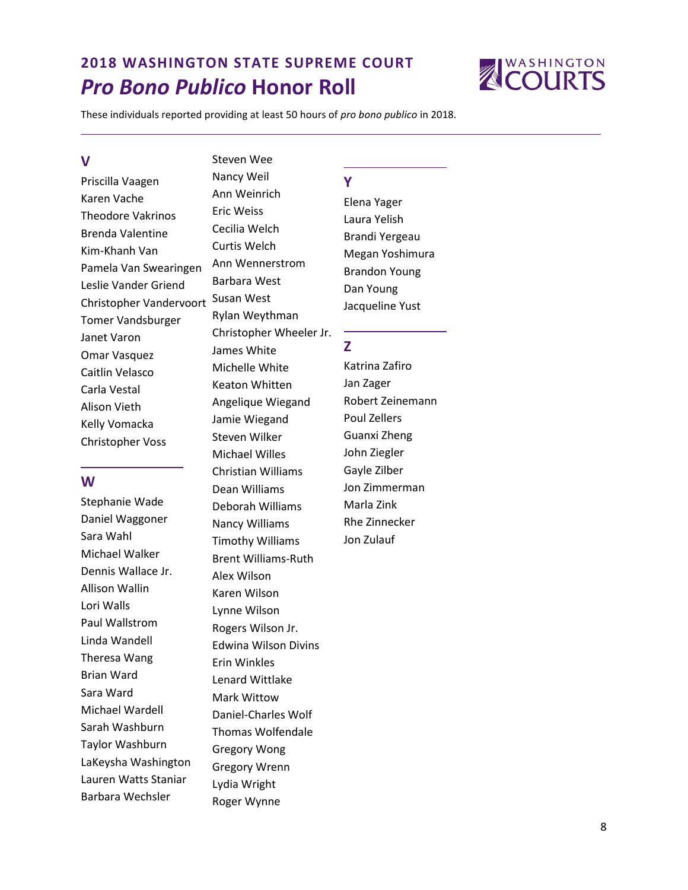## 2018 WASHINGTON STATE SUPREME COURT

# *Pro Bono Publico* Honor Roll

These individuals reported providing at least 50 hours of *pro bono publico* in 2018.

---

### V

Priscilla Vaagen
Karen Vache
Theodore Vakrinos
Brenda Valentine
Kim-Khanh Van
Pamela Van Swearingen
Leslie Vander Griend
Christopher Vandervoort
Tomer Vandsburger
Janet Varon
Omar Vasquez
Caitlin Velasco
Carla Vestal
Alison Vieth
Kelly Vomacka
Christopher Voss

### W

Stephanie Wade
Daniel Waggoner
Sara Wahl
Michael Walker
Dennis Wallace Jr.
Allison Wallin
Lori Walls
Paul Wallstrom
Linda Wandell
Theresa Wang
Brian Ward
Sara Ward
Michael Wardell
Sarah Washburn
Taylor Washburn
LaKeysha Washington
Lauren Watts Staniar
Barbara Wechsler
Steven Wee
Nancy Weil
Ann Weinrich
Eric Weiss
Cecilia Welch
Curtis Welch
Ann Wennerstrom
Barbara West
Susan West
Rylan Weythman
Christopher Wheeler Jr.
James White
Michelle White
Keaton Whitten
Angelique Wiegand
Jamie Wiegand
Steven Wilker
Michael Willes
Christian Williams
Dean Williams
Deborah Williams
Nancy Williams
Timothy Williams
Brent Williams-Ruth
Alex Wilson
Karen Wilson
Lynne Wilson
Rogers Wilson Jr.
Edwina Wilson Divins
Erin Winkles
Lenard Wittlake
Mark Wittow
Daniel-Charles Wolf
Thomas Wolfendale
Gregory Wong
Gregory Wrenn
Lydia Wright
Roger Wynne

### Y

Elena Yager
Laura Yelish
Brandi Yergeau
Megan Yoshimura
Brandon Young
Dan Young
Jacqueline Yust

### Z

Katrina Zafiro
Jan Zager
Robert Zeinemann
Poul Zellers
Guanxi Zheng
John Ziegler
Gayle Zilber
Jon Zimmerman
Marla Zink
Rhe Zinnecker
Jon Zulauf